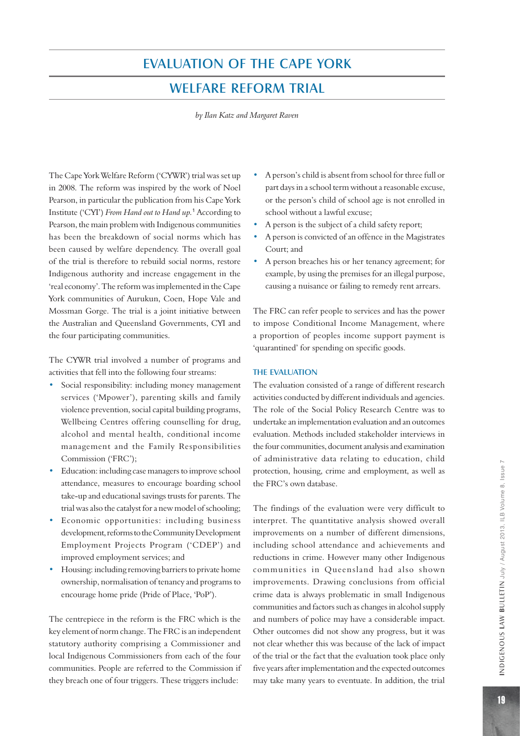# EVALUATION OF THE CAPE YORK WELFARE REFORM TRIAL

*by Ilan Katz and Margaret Raven*

The Cape York Welfare Reform ('CYWR') trial was set up in 2008. The reform was inspired by the work of Noel Pearson, in particular the publication from his Cape York Institute ('CYI') *From Hand out to Hand up.*[1] According to Pearson, the main problem with Indigenous communities has been the breakdown of social norms which has been caused by welfare dependency. The overall goal of the trial is therefore to rebuild social norms, restore Indigenous authority and increase engagement in the 'real economy'. The reform was implemented in the Cape York communities of Aurukun, Coen, Hope Vale and Mossman Gorge. The trial is a joint initiative between the Australian and Queensland Governments, CYI and the four participating communities.

The CYWR trial involved a number of programs and activities that fell into the following four streams:

- Social responsibility: including money management services ('Mpower'), parenting skills and family violence prevention, social capital building programs, Wellbeing Centres offering counselling for drug, alcohol and mental health, conditional income management and the Family Responsibilities Commission ('FRC');
- Education: including case managers to improve school attendance, measures to encourage boarding school take-up and educational savings trusts for parents. The trial was also the catalyst for a new model of schooling;
- Economic opportunities: including business development, reforms to the Community Development Employment Projects Program ('CDEP') and improved employment services; and
- Housing: including removing barriers to private home ownership, normalisation of tenancy and programs to encourage home pride (Pride of Place, 'PoP').

The centrepiece in the reform is the FRC which is the key element of norm change. The FRC is an independent statutory authority comprising a Commissioner and local Indigenous Commissioners from each of the four communities. People are referred to the Commission if they breach one of four triggers. These triggers include:

- A person's child is absent from school for three full or part days in a school term without a reasonable excuse, or the person's child of school age is not enrolled in school without a lawful excuse;
- A person is the subject of a child safety report;
- A person is convicted of an offence in the Magistrates Court; and
- A person breaches his or her tenancy agreement; for example, by using the premises for an illegal purpose, causing a nuisance or failing to remedy rent arrears.

The FRC can refer people to services and has the power to impose Conditional Income Management, where a proportion of peoples income support payment is 'quarantined' for spending on specific goods.

## THE EVALUATION

The evaluation consisted of a range of different research activities conducted by different individuals and agencies. The role of the Social Policy Research Centre was to undertake an implementation evaluation and an outcomes evaluation. Methods included stakeholder interviews in the four communities, document analysis and examination of administrative data relating to education, child protection, housing, crime and employment, as well as the FRC's own database.

The findings of the evaluation were very difficult to interpret. The quantitative analysis showed overall improvements on a number of different dimensions, including school attendance and achievements and reductions in crime. However many other Indigenous communities in Queensland had also shown improvements. Drawing conclusions from official crime data is always problematic in small Indigenous communities and factors such as changes in alcohol supply and numbers of police may have a considerable impact. Other outcomes did not show any progress, but it was not clear whether this was because of the lack of impact of the trial or the fact that the evaluation took place only five years after implementation and the expected outcomes may take many years to eventuate. In addition, the trial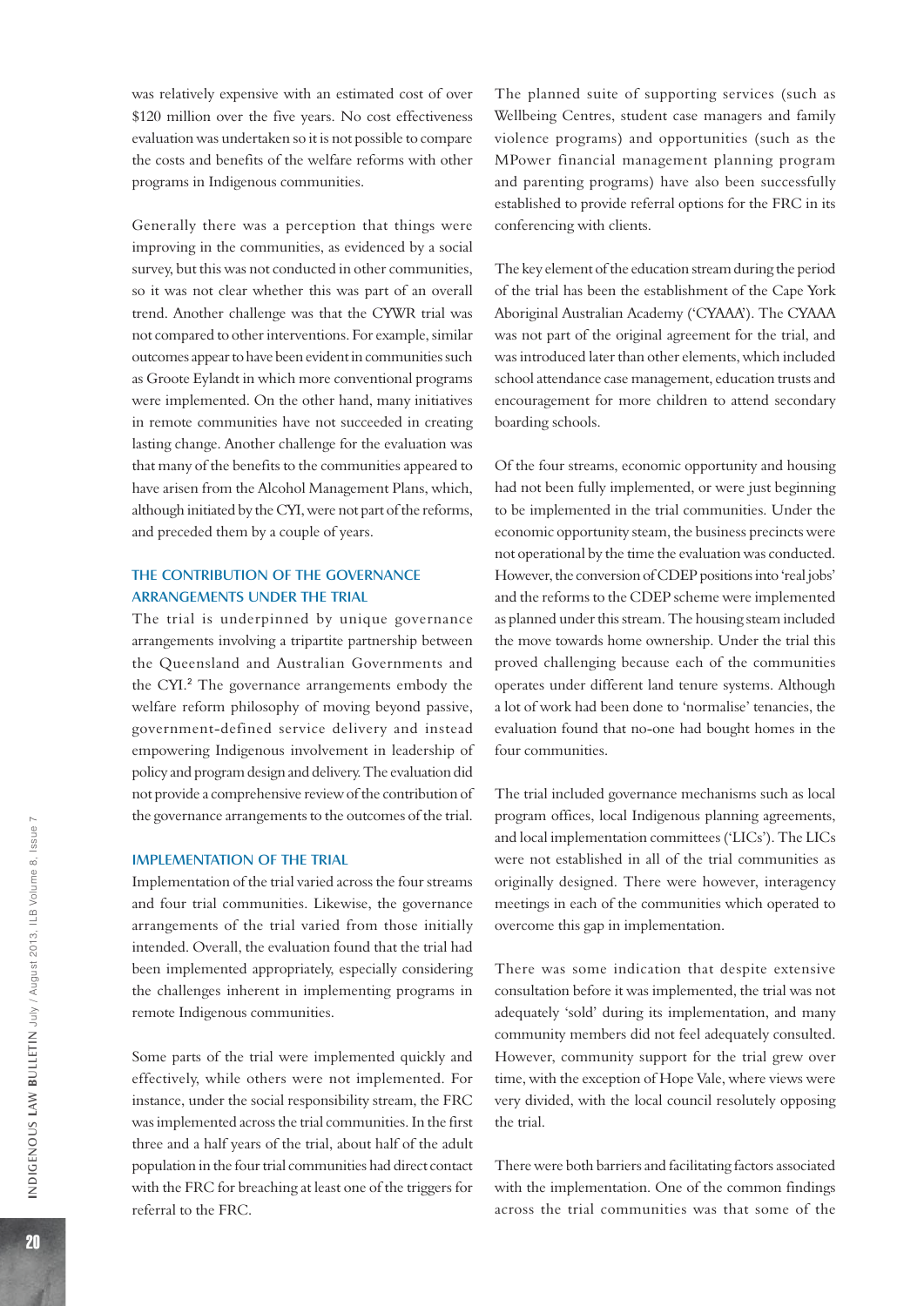was relatively expensive with an estimated cost of over $120 million over the five years. No cost effectiveness evaluation was undertaken so it is not possible to compare the costs and benefits of the welfare reforms with other programs in Indigenous communities.

Generally there was a perception that things were improving in the communities, as evidenced by a social survey, but this was not conducted in other communities, so it was not clear whether this was part of an overall trend. Another challenge was that the CYWR trial was not compared to other interventions. For example, similar outcomes appear to have been evident in communities such as Groote Eylandt in which more conventional programs were implemented. On the other hand, many initiatives in remote communities have not succeeded in creating lasting change. Another challenge for the evaluation was that many of the benefits to the communities appeared to have arisen from the Alcohol Management Plans, which, although initiated by the CYI, were not part of the reforms, and preceded them by a couple of years.

## THE CONTRIBUTION OF THE GOVERNANCE ARRANGEMENTS UNDER THE TRIAL

The trial is underpinned by unique governance arrangements involving a tripartite partnership between the Queensland and Australian Governments and the CYI.[2] The governance arrangements embody the welfare reform philosophy of moving beyond passive, government-defined service delivery and instead empowering Indigenous involvement in leadership of policy and program design and delivery. The evaluation did not provide a comprehensive review of the contribution of the governance arrangements to the outcomes of the trial.

### IMPLEMENTATION OF THE TRIAL

Implementation of the trial varied across the four streams and four trial communities. Likewise, the governance arrangements of the trial varied from those initially intended. Overall, the evaluation found that the trial had been implemented appropriately, especially considering the challenges inherent in implementing programs in remote Indigenous communities.

Some parts of the trial were implemented quickly and effectively, while others were not implemented. For instance, under the social responsibility stream, the FRC was implemented across the trial communities. In the first three and a half years of the trial, about half of the adult population in the four trial communities had direct contact with the FRC for breaching at least one of the triggers for referral to the FRC.

The planned suite of supporting services (such as Wellbeing Centres, student case managers and family violence programs) and opportunities (such as the MPower financial management planning program and parenting programs) have also been successfully established to provide referral options for the FRC in its conferencing with clients.

The key element of the education stream during the period of the trial has been the establishment of the Cape York Aboriginal Australian Academy ('CYAAA'). The CYAAA was not part of the original agreement for the trial, and was introduced later than other elements, which included school attendance case management, education trusts and encouragement for more children to attend secondary boarding schools.

Of the four streams, economic opportunity and housing had not been fully implemented, or were just beginning to be implemented in the trial communities. Under the economic opportunity steam, the business precincts were not operational by the time the evaluation was conducted. However, the conversion of CDEP positions into 'real jobs' and the reforms to the CDEP scheme were implemented as planned under this stream. The housing steam included the move towards home ownership. Under the trial this proved challenging because each of the communities operates under different land tenure systems. Although a lot of work had been done to 'normalise' tenancies, the evaluation found that no-one had bought homes in the four communities.

The trial included governance mechanisms such as local program offices, local Indigenous planning agreements, and local implementation committees ('LICs'). The LICs were not established in all of the trial communities as originally designed. There were however, interagency meetings in each of the communities which operated to overcome this gap in implementation.

There was some indication that despite extensive consultation before it was implemented, the trial was not adequately 'sold' during its implementation, and many community members did not feel adequately consulted. However, community support for the trial grew over time, with the exception of Hope Vale, where views were very divided, with the local council resolutely opposing the trial.

There were both barriers and facilitating factors associated with the implementation. One of the common findings across the trial communities was that some of the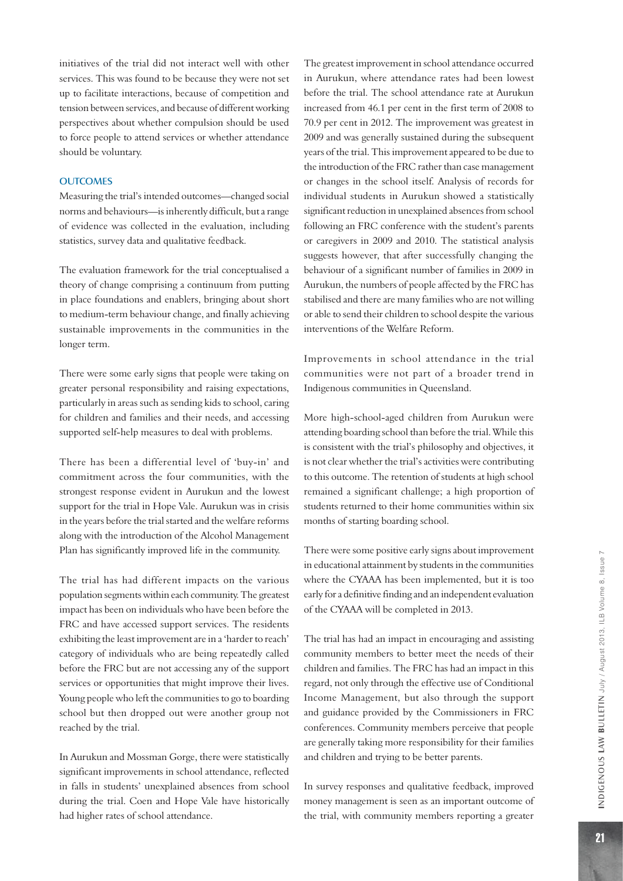initiatives of the trial did not interact well with other services. This was found to be because they were not set up to facilitate interactions, because of competition and tension between services, and because of different working perspectives about whether compulsion should be used to force people to attend services or whether attendance should be voluntary.

### OUTCOMES

Measuring the trial's intended outcomes—changed social norms and behaviours—is inherently difficult, but a range of evidence was collected in the evaluation, including statistics, survey data and qualitative feedback.

The evaluation framework for the trial conceptualised a theory of change comprising a continuum from putting in place foundations and enablers, bringing about short to medium-term behaviour change, and finally achieving sustainable improvements in the communities in the longer term.

There were some early signs that people were taking on greater personal responsibility and raising expectations, particularly in areas such as sending kids to school, caring for children and families and their needs, and accessing supported self-help measures to deal with problems.

There has been a differential level of 'buy-in' and commitment across the four communities, with the strongest response evident in Aurukun and the lowest support for the trial in Hope Vale. Aurukun was in crisis in the years before the trial started and the welfare reforms along with the introduction of the Alcohol Management Plan has significantly improved life in the community.

The trial has had different impacts on the various population segments within each community. The greatest impact has been on individuals who have been before the FRC and have accessed support services. The residents exhibiting the least improvement are in a 'harder to reach' category of individuals who are being repeatedly called before the FRC but are not accessing any of the support services or opportunities that might improve their lives. Young people who left the communities to go to boarding school but then dropped out were another group not reached by the trial.

In Aurukun and Mossman Gorge, there were statistically significant improvements in school attendance, reflected in falls in students' unexplained absences from school during the trial. Coen and Hope Vale have historically had higher rates of school attendance.

The greatest improvement in school attendance occurred in Aurukun, where attendance rates had been lowest before the trial. The school attendance rate at Aurukun increased from 46.1 per cent in the first term of 2008 to 70.9 per cent in 2012. The improvement was greatest in 2009 and was generally sustained during the subsequent years of the trial. This improvement appeared to be due to the introduction of the FRC rather than case management or changes in the school itself. Analysis of records for individual students in Aurukun showed a statistically significant reduction in unexplained absences from school following an FRC conference with the student's parents or caregivers in 2009 and 2010. The statistical analysis suggests however, that after successfully changing the behaviour of a significant number of families in 2009 in Aurukun, the numbers of people affected by the FRC has stabilised and there are many families who are not willing or able to send their children to school despite the various interventions of the Welfare Reform.

Improvements in school attendance in the trial communities were not part of a broader trend in Indigenous communities in Queensland.

More high-school-aged children from Aurukun were attending boarding school than before the trial. While this is consistent with the trial's philosophy and objectives, it is not clear whether the trial's activities were contributing to this outcome. The retention of students at high school remained a significant challenge; a high proportion of students returned to their home communities within six months of starting boarding school.

There were some positive early signs about improvement in educational attainment by students in the communities where the CYAAA has been implemented, but it is too early for a definitive finding and an independent evaluation of the CYAAA will be completed in 2013.

The trial has had an impact in encouraging and assisting community members to better meet the needs of their children and families. The FRC has had an impact in this regard, not only through the effective use of Conditional Income Management, but also through the support and guidance provided by the Commissioners in FRC conferences. Community members perceive that people are generally taking more responsibility for their families and children and trying to be better parents.

In survey responses and qualitative feedback, improved money management is seen as an important outcome of the trial, with community members reporting a greater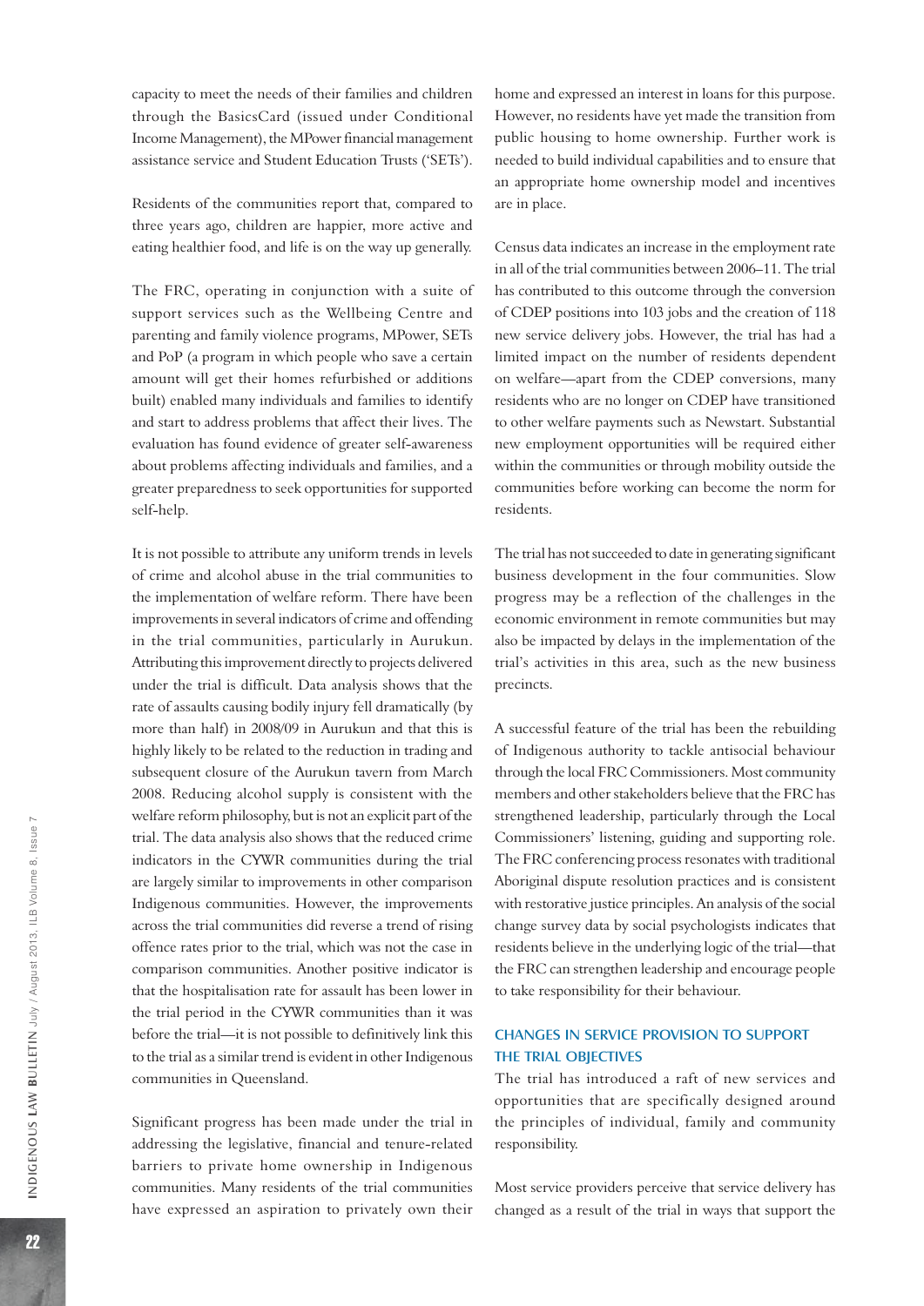capacity to meet the needs of their families and children through the BasicsCard (issued under Conditional Income Management), the MPower financial management assistance service and Student Education Trusts ('SETs').

Residents of the communities report that, compared to three years ago, children are happier, more active and eating healthier food, and life is on the way up generally.

The FRC, operating in conjunction with a suite of support services such as the Wellbeing Centre and parenting and family violence programs, MPower, SETs and PoP (a program in which people who save a certain amount will get their homes refurbished or additions built) enabled many individuals and families to identify and start to address problems that affect their lives. The evaluation has found evidence of greater self-awareness about problems affecting individuals and families, and a greater preparedness to seek opportunities for supported self-help.

It is not possible to attribute any uniform trends in levels of crime and alcohol abuse in the trial communities to the implementation of welfare reform. There have been improvements in several indicators of crime and offending in the trial communities, particularly in Aurukun. Attributing this improvement directly to projects delivered under the trial is difficult. Data analysis shows that the rate of assaults causing bodily injury fell dramatically (by more than half) in 2008/09 in Aurukun and that this is highly likely to be related to the reduction in trading and subsequent closure of the Aurukun tavern from March 2008. Reducing alcohol supply is consistent with the welfare reform philosophy, but is not an explicit part of the trial. The data analysis also shows that the reduced crime indicators in the CYWR communities during the trial are largely similar to improvements in other comparison Indigenous communities. However, the improvements across the trial communities did reverse a trend of rising offence rates prior to the trial, which was not the case in comparison communities. Another positive indicator is that the hospitalisation rate for assault has been lower in the trial period in the CYWR communities than it was before the trial—it is not possible to definitively link this to the trial as a similar trend is evident in other Indigenous communities in Queensland.

Significant progress has been made under the trial in addressing the legislative, financial and tenure-related barriers to private home ownership in Indigenous communities. Many residents of the trial communities have expressed an aspiration to privately own their home and expressed an interest in loans for this purpose. However, no residents have yet made the transition from public housing to home ownership. Further work is needed to build individual capabilities and to ensure that an appropriate home ownership model and incentives are in place.

Census data indicates an increase in the employment rate in all of the trial communities between 2006–11. The trial has contributed to this outcome through the conversion of CDEP positions into 103 jobs and the creation of 118 new service delivery jobs. However, the trial has had a limited impact on the number of residents dependent on welfare—apart from the CDEP conversions, many residents who are no longer on CDEP have transitioned to other welfare payments such as Newstart. Substantial new employment opportunities will be required either within the communities or through mobility outside the communities before working can become the norm for residents.

The trial has not succeeded to date in generating significant business development in the four communities. Slow progress may be a reflection of the challenges in the economic environment in remote communities but may also be impacted by delays in the implementation of the trial's activities in this area, such as the new business precincts.

A successful feature of the trial has been the rebuilding of Indigenous authority to tackle antisocial behaviour through the local FRC Commissioners. Most community members and other stakeholders believe that the FRC has strengthened leadership, particularly through the Local Commissioners' listening, guiding and supporting role. The FRC conferencing process resonates with traditional Aboriginal dispute resolution practices and is consistent with restorative justice principles. An analysis of the social change survey data by social psychologists indicates that residents believe in the underlying logic of the trial—that the FRC can strengthen leadership and encourage people to take responsibility for their behaviour.

## CHANGES IN SERVICE PROVISION TO SUPPORT THE TRIAL OBJECTIVES

The trial has introduced a raft of new services and opportunities that are specifically designed around the principles of individual, family and community responsibility.

Most service providers perceive that service delivery has changed as a result of the trial in ways that support the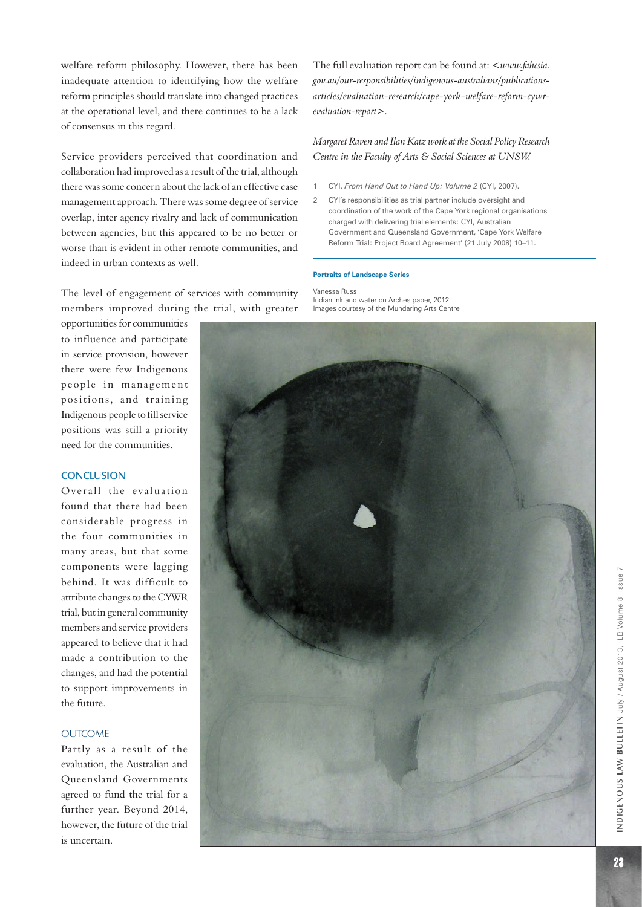welfare reform philosophy. However, there has been inadequate attention to identifying how the welfare reform principles should translate into changed practices at the operational level, and there continues to be a lack of consensus in this regard.

Service providers perceived that coordination and collaboration had improved as a result of the trial, although there was some concern about the lack of an effective case management approach. There was some degree of service overlap, inter agency rivalry and lack of communication between agencies, but this appeared to be no better or worse than is evident in other remote communities, and indeed in urban contexts as well.

The level of engagement of services with community members improved during the trial, with greater opportunities for communities to influence and participate in service provision, however there were few Indigenous people in management positions, and training Indigenous people to fill service positions was still a priority need for the communities.

## CONCLUSION

Overall the evaluation found that there had been considerable progress in the four communities in many areas, but that some components were lagging behind. It was difficult to attribute changes to the CYWR trial, but in general community members and service providers appeared to believe that it had made a contribution to the changes, and had the potential to support improvements in the future.

## OUTCOME

Partly as a result of the evaluation, the Australian and Queensland Governments agreed to fund the trial for a further year. Beyond 2014, however, the future of the trial is uncertain.

The full evaluation report can be found at: *<www.fahcsia.gov.au/our-responsibilities/indigenous-australians/publications-articles/evaluation-research/cape-york-welfare-reform-cywr-evaluation-report>*.

*Margaret Raven and Ilan Katz work at the Social Policy Research Centre in the Faculty of Arts & Social Sciences at UNSW.*

1. CYI, *From Hand Out to Hand Up: Volume 2* (CYI, 2007).
2. CYI's responsibilities as trial partner include oversight and coordination of the work of the Cape York regional organisations charged with delivering trial elements: CYI, Australian Government and Queensland Government, 'Cape York Welfare Reform Trial: Project Board Agreement' (21 July 2008) 10–11.

**Portraits of Landscape Series**

Vanessa Russ
Indian ink and water on Arches paper, 2012
Images courtesy of the Mundaring Arts Centre